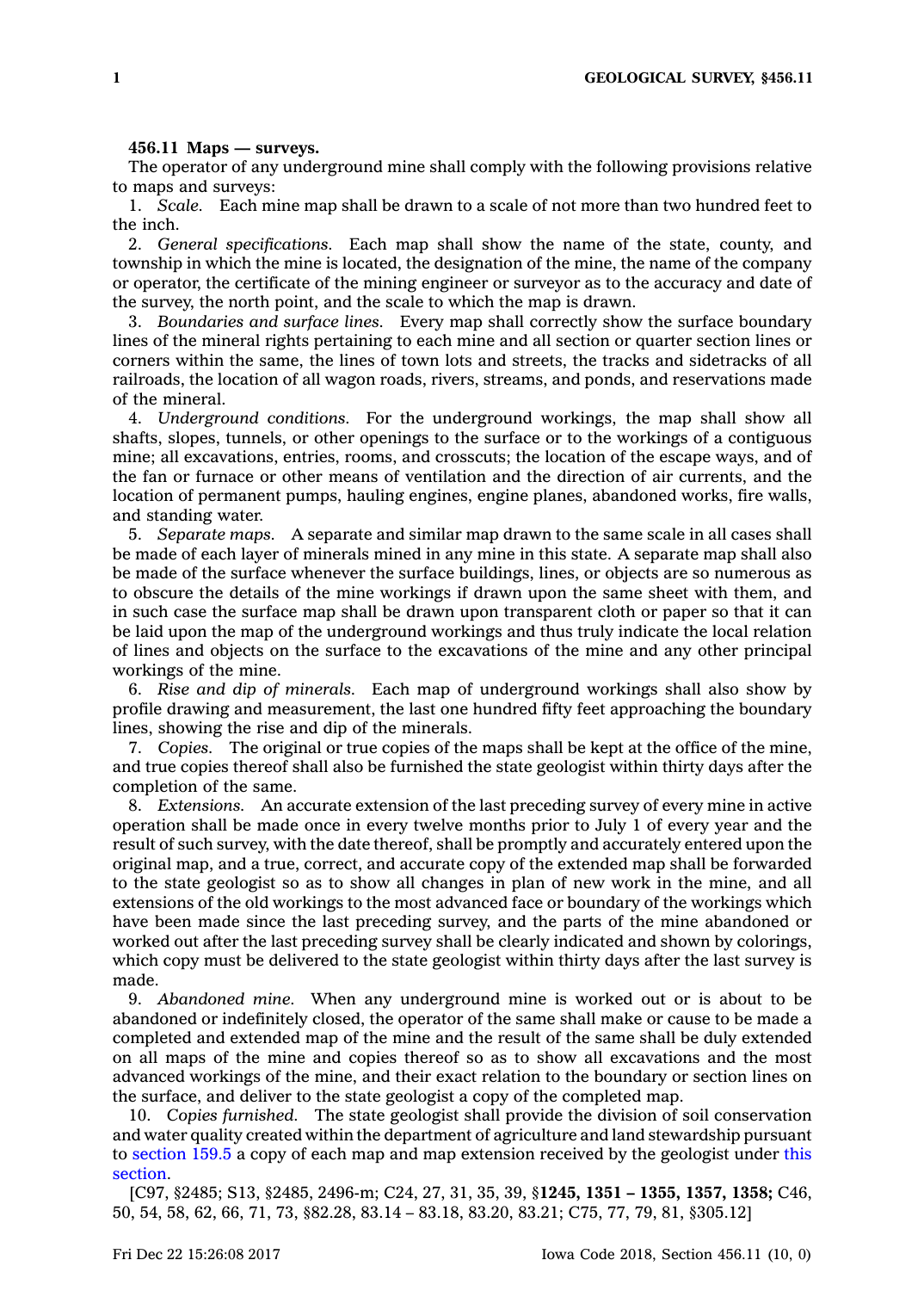**456.11 Maps — surveys.**

The operator of any underground mine shall comply with the following provisions relative to maps and surveys:

1. *Scale.* Each mine map shall be drawn to a scale of not more than two hundred feet to the inch.

2. *General specifications.* Each map shall show the name of the state, county, and township in which the mine is located, the designation of the mine, the name of the company or operator, the certificate of the mining engineer or surveyor as to the accuracy and date of the survey, the north point, and the scale to which the map is drawn.

3. *Boundaries and surface lines.* Every map shall correctly show the surface boundary lines of the mineral rights pertaining to each mine and all section or quarter section lines or corners within the same, the lines of town lots and streets, the tracks and sidetracks of all railroads, the location of all wagon roads, rivers, streams, and ponds, and reservations made of the mineral.

4. *Underground conditions.* For the underground workings, the map shall show all shafts, slopes, tunnels, or other openings to the surface or to the workings of a contiguous mine; all excavations, entries, rooms, and crosscuts; the location of the escape ways, and of the fan or furnace or other means of ventilation and the direction of air currents, and the location of permanent pumps, hauling engines, engine planes, abandoned works, fire walls, and standing water.

5. *Separate maps.* A separate and similar map drawn to the same scale in all cases shall be made of each layer of minerals mined in any mine in this state. A separate map shall also be made of the surface whenever the surface buildings, lines, or objects are so numerous as to obscure the details of the mine workings if drawn upon the same sheet with them, and in such case the surface map shall be drawn upon transparent cloth or paper so that it can be laid upon the map of the underground workings and thus truly indicate the local relation of lines and objects on the surface to the excavations of the mine and any other principal workings of the mine.

6. *Rise and dip of minerals.* Each map of underground workings shall also show by profile drawing and measurement, the last one hundred fifty feet approaching the boundary lines, showing the rise and dip of the minerals.

7. *Copies.* The original or true copies of the maps shall be kept at the office of the mine, and true copies thereof shall also be furnished the state geologist within thirty days after the completion of the same.

8. *Extensions.* An accurate extension of the last preceding survey of every mine in active operation shall be made once in every twelve months prior to July 1 of every year and the result of such survey, with the date thereof, shall be promptly and accurately entered upon the original map, and a true, correct, and accurate copy of the extended map shall be forwarded to the state geologist so as to show all changes in plan of new work in the mine, and all extensions of the old workings to the most advanced face or boundary of the workings which have been made since the last preceding survey, and the parts of the mine abandoned or worked out after the last preceding survey shall be clearly indicated and shown by colorings, which copy must be delivered to the state geologist within thirty days after the last survey is made.

9. *Abandoned mine.* When any underground mine is worked out or is about to be abandoned or indefinitely closed, the operator of the same shall make or cause to be made a completed and extended map of the mine and the result of the same shall be duly extended on all maps of the mine and copies thereof so as to show all excavations and the most advanced workings of the mine, and their exact relation to the boundary or section lines on the surface, and deliver to the state geologist a copy of the completed map.

10. *Copies furnished.* The state geologist shall provide the division of soil conservation and water quality created within the department of agriculture and land stewardship pursuant to section 159.5 a copy of each map and map extension received by the geologist under this section.

[C97, §2485; S13, §2485, 2496-m; C24, 27, 31, 35, 39, §**1245, 1351 – 1355, 1357, 1358;** C46, 50, 54, 58, 62, 66, 71, 73, §82.28, 83.14 – 83.18, 83.20, 83.21; C75, 77, 79, 81, §305.12]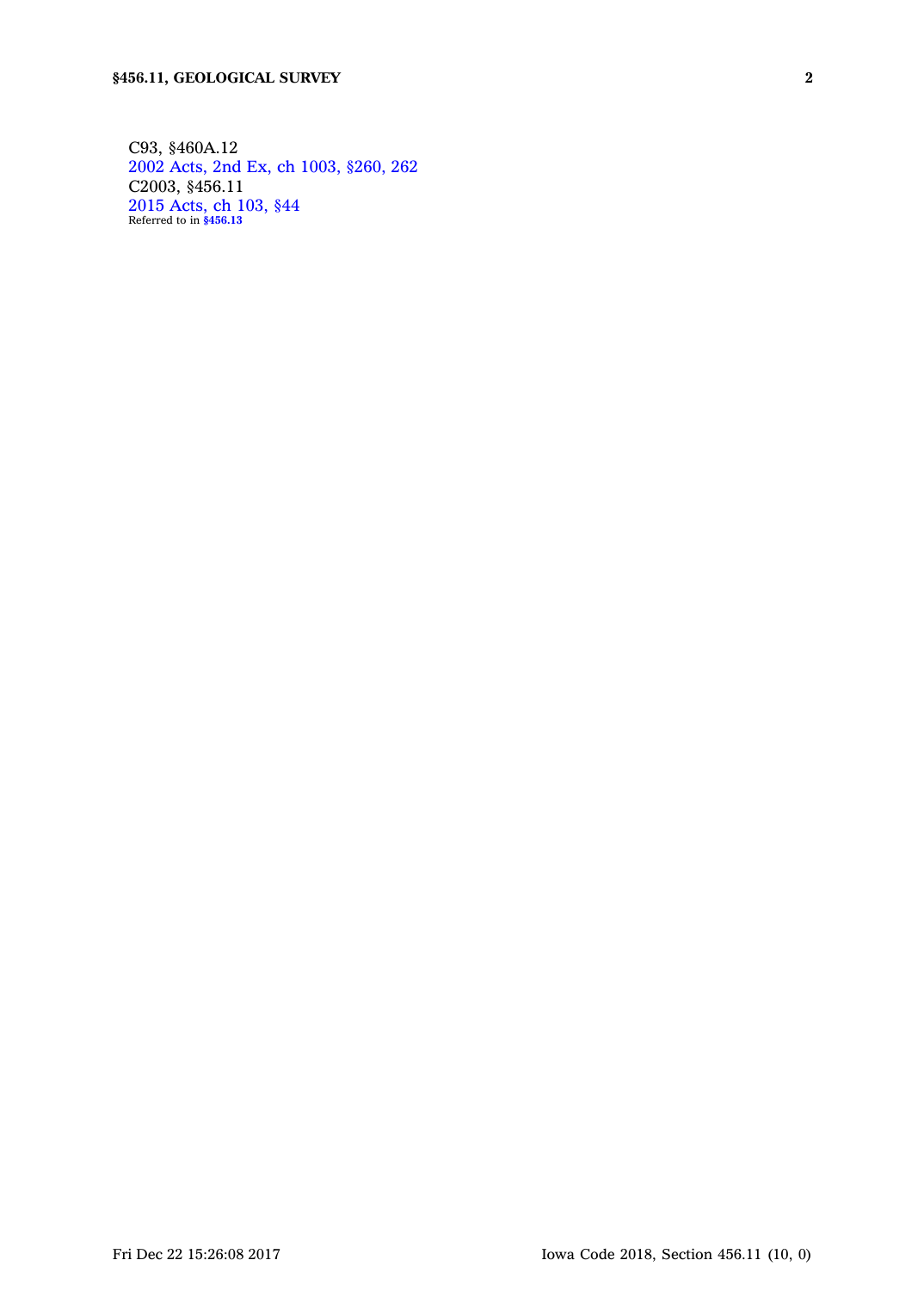C93, §460A.12
2002 Acts, 2nd Ex, ch 1003, §260, 262
C2003, §456.11
2015 Acts, ch 103, §44
Referred to in **§456.13**